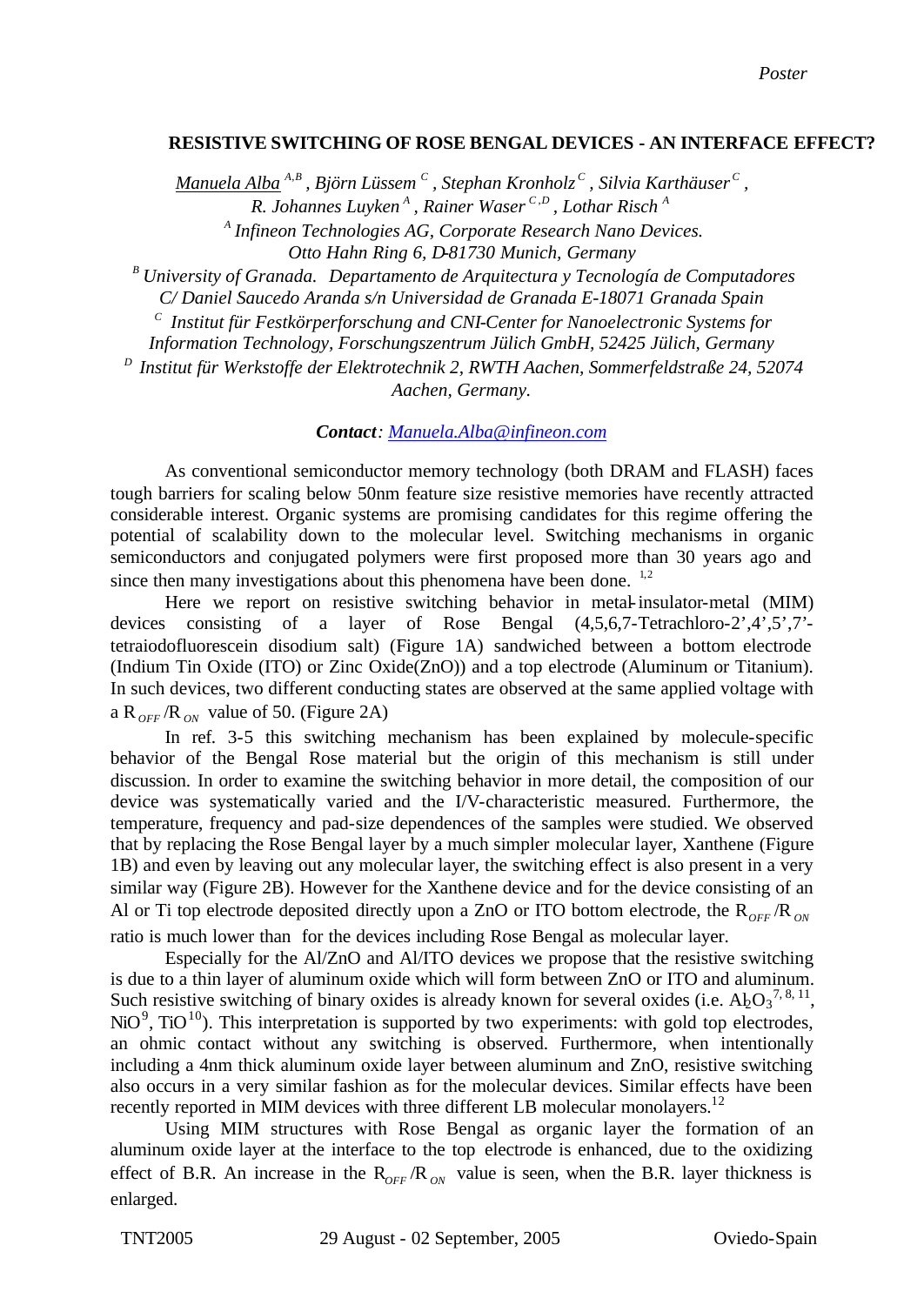Poster

# RESISTIVE SWITCHING OF ROSE BENGAL DEVICES - AN INTERFACE EFFECT?

*Manuela Alba* [A,B], *Björn Lüssem* [C], *Stephan Kronholz* [C], *Silvia Karthäuser* [C], *R. Johannes Luyken* [A], *Rainer Waser* [C,D], *Lothar Risch* [A]

[A] *Infineon Technologies AG, Corporate Research Nano Devices. Otto Hahn Ring 6, D-81730 Munich, Germany*

[B] *University of Granada. Departamento de Arquitectura y Tecnología de Computadores C/ Daniel Saucedo Aranda s/n Universidad de Granada E-18071 Granada Spain*

[C] *Institut für Festkörperforschung and CNI-Center for Nanoelectronic Systems for Information Technology, Forschungszentrum Jülich GmbH, 52425 Jülich, Germany*

[D] *Institut für Werkstoffe der Elektrotechnik 2, RWTH Aachen, Sommerfeldstraße 24, 52074 Aachen, Germany.*

***Contact**: Manuela.Alba@infineon.com*

As conventional semiconductor memory technology (both DRAM and FLASH) faces tough barriers for scaling below 50nm feature size resistive memories have recently attracted considerable interest. Organic systems are promising candidates for this regime offering the potential of scalability down to the molecular level. Switching mechanisms in organic semiconductors and conjugated polymers were first proposed more than 30 years ago and since then many investigations about this phenomena have been done. [1,2]

Here we report on resistive switching behavior in metal-insulator-metal (MIM) devices consisting of a layer of Rose Bengal (4,5,6,7-Tetrachloro-2',4',5',7'-tetraiodofluorescein disodium salt) (Figure 1A) sandwiched between a bottom electrode (Indium Tin Oxide (ITO) or Zinc Oxide(ZnO)) and a top electrode (Aluminum or Titanium). In such devices, two different conducting states are observed at the same applied voltage with a $R_{OFF}/R_{ON}$ value of 50. (Figure 2A)

In ref. 3-5 this switching mechanism has been explained by molecule-specific behavior of the Bengal Rose material but the origin of this mechanism is still under discussion. In order to examine the switching behavior in more detail, the composition of our device was systematically varied and the I/V-characteristic measured. Furthermore, the temperature, frequency and pad-size dependences of the samples were studied. We observed that by replacing the Rose Bengal layer by a much simpler molecular layer, Xanthene (Figure 1B) and even by leaving out any molecular layer, the switching effect is also present in a very similar way (Figure 2B). However for the Xanthene device and for the device consisting of an Al or Ti top electrode deposited directly upon a ZnO or ITO bottom electrode, the $R_{OFF}/R_{ON}$ ratio is much lower than for the devices including Rose Bengal as molecular layer.

Especially for the Al/ZnO and Al/ITO devices we propose that the resistive switching is due to a thin layer of aluminum oxide which will form between ZnO or ITO and aluminum. Such resistive switching of binary oxides is already known for several oxides (i.e. $Al_2O_3$ [7, 8, 11], NiO [9], TiO [10]). This interpretation is supported by two experiments: with gold top electrodes, an ohmic contact without any switching is observed. Furthermore, when intentionally including a 4nm thick aluminum oxide layer between aluminum and ZnO, resistive switching also occurs in a very similar fashion as for the molecular devices. Similar effects have been recently reported in MIM devices with three different LB molecular monolayers.[12]

Using MIM structures with Rose Bengal as organic layer the formation of an aluminum oxide layer at the interface to the top electrode is enhanced, due to the oxidizing effect of B.R. An increase in the $R_{OFF}/R_{ON}$ value is seen, when the B.R. layer thickness is enlarged.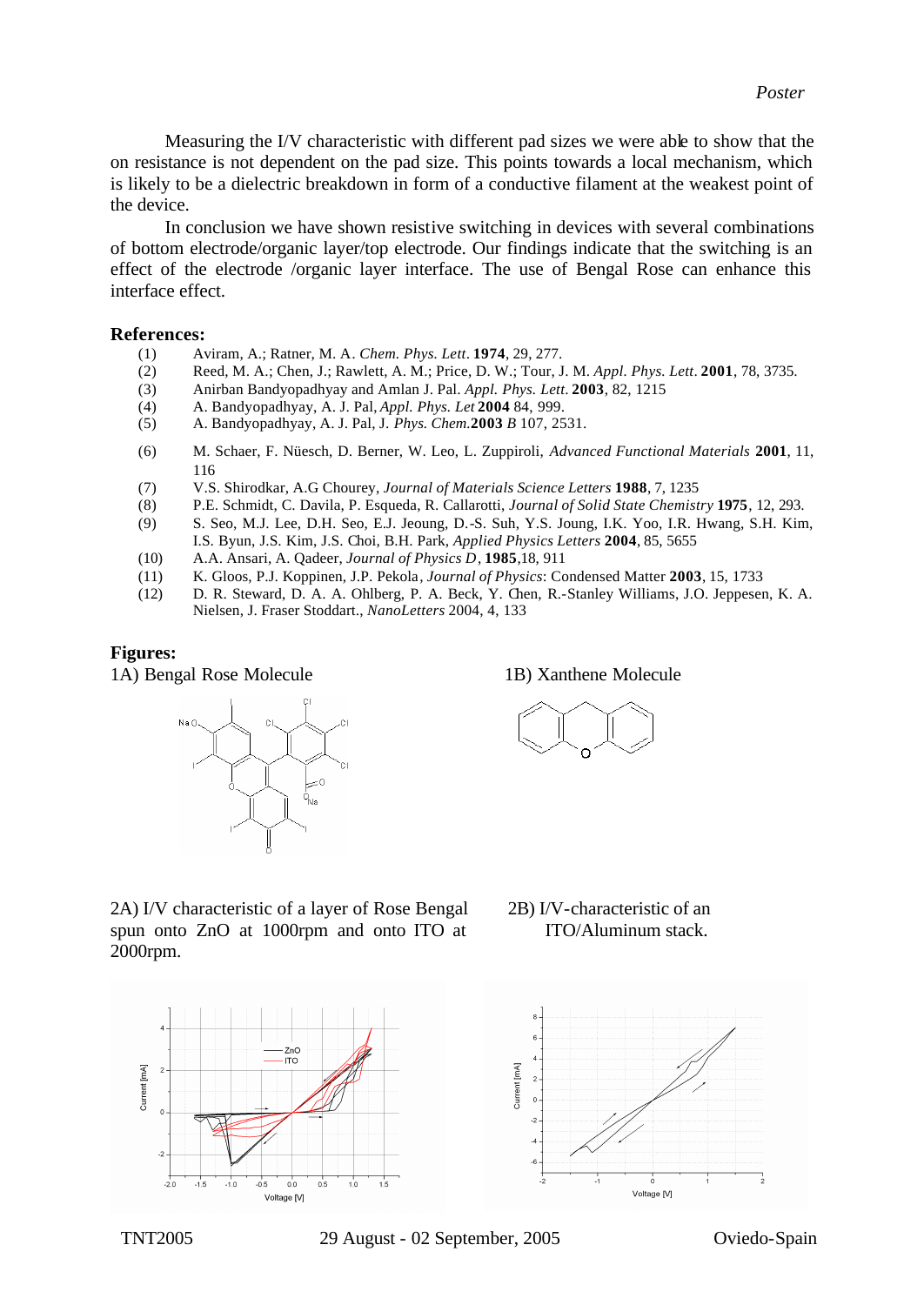Measuring the I/V characteristic with different pad sizes we were able to show that the on resistance is not dependent on the pad size. This points towards a local mechanism, which is likely to be a dielectric breakdown in form of a conductive filament at the weakest point of the device.

In conclusion we have shown resistive switching in devices with several combinations of bottom electrode/organic layer/top electrode. Our findings indicate that the switching is an effect of the electrode /organic layer interface. The use of Bengal Rose can enhance this interface effect.

**References:**

(1) Aviram, A.; Ratner, M. A. *Chem. Phys. Lett*. **1974**, 29, 277.
(2) Reed, M. A.; Zhou, C.; Chen, J.; Rawlett, A. M.; Price, D. W.; Tour, J. M. *Appl. Phys. Lett*. **2001**, 78, 3735.
(3) Anirban Bandyopadhyay and Amlan J. Pal. *Appl. Phys. Lett*. **2003**, 82, 1215
(4) A. Bandyopadhyay, A. J. Pal, *Appl. Phys. Let* **2004** 84, 999.
(5) A. Bandyopadhyay, A. J. Pal, J. *Phys. Chem.* **2003** *B* 107, 2531.
(6) M. Schaer, F. Nüesch, D. Berner, W. Leo, L. Zuppiroli, *Advanced Functional Materials* **2001**, 11, 116
(7) V.S. Shirodkar, A.G Chourey, *Journal of Materials Science Letters* **1988**, 7, 1235
(8) P.E. Schmidt, C. Davila, P. Esqueda, R. Callarotti, *Journal of Solid State Chemistry* **1975**, 12, 293.
(9) S. Seo, M.J. Lee, D.H. Seo, E.J. Jeoung, D.-S. Suh, Y.S. Joung, I.K. Yoo, I.R. Hwang, S.H. Kim, I.S. Byun, J.S. Kim, J.S. Choi, B.H. Park, *Applied Physics Letters* **2004**, 85, 5655
(10) A.A. Ansari, A. Qadeer, *Journal of Physics D*, **1985**,18, 911
(11) K. Gloos, P.J. Koppinen, J.P. Pekola, *Journal of Physics*: Condensed Matter **2003**, 15, 1733
(12) D. R. Steward, D. A. A. Ohlberg, P. A. Beck, Y. Chen, R.-Stanley Williams, J.O. Jeppesen, K. A. Nielsen, J. Fraser Stoddart., *NanoLetters* 2004, 4, 133

**Figures:**

1A) Bengal Rose Molecule

NaO
I
I
Cl
Cl
Cl
Cl
O
O
Na
O
I
I
O

1B) Xanthene Molecule

O

2A) I/V characteristic of a layer of Rose Bengal spun onto ZnO at 1000rpm and onto ITO at 2000rpm.

ZnO
ITO
Current [mA]
Voltage [V]
4
2
0
-2
-2.0
-1.5
-1.0
-0.5
0.0
0.5
1.0
1.5

2B) I/V-characteristic of an ITO/Aluminum stack.

Current [mA]
Voltage [V]
8
6
4
2
0
-2
-4
-6
-2
-1
0
1
2